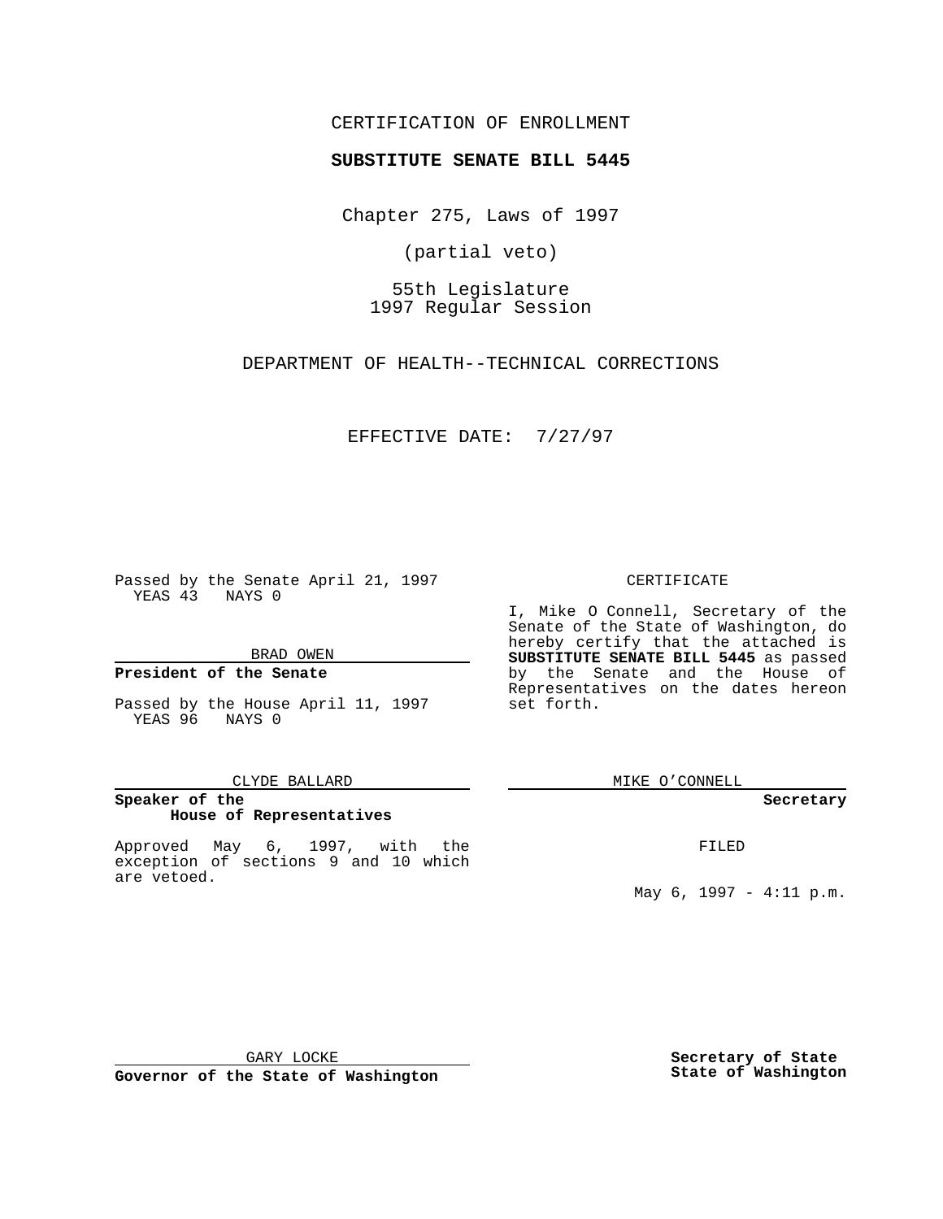CERTIFICATION OF ENROLLMENT

**SUBSTITUTE SENATE BILL 5445**

Chapter 275, Laws of 1997

(partial veto)

55th Legislature
1997 Regular Session

DEPARTMENT OF HEALTH--TECHNICAL CORRECTIONS

EFFECTIVE DATE: 7/27/97

Passed by the Senate April 21, 1997
YEAS 43 NAYS 0

BRAD OWEN

**President of the Senate**

Passed by the House April 11, 1997
YEAS 96 NAYS 0

CLYDE BALLARD

**Speaker of the House of Representatives**

Approved May 6, 1997, with the exception of sections 9 and 10 which are vetoed.

GARY LOCKE

**Governor of the State of Washington**

CERTIFICATE

I, Mike O Connell, Secretary of the Senate of the State of Washington, do hereby certify that the attached is **SUBSTITUTE SENATE BILL 5445** as passed by the Senate and the House of Representatives on the dates hereon set forth.

MIKE O'CONNELL

**Secretary**

FILED

May 6, 1997 - 4:11 p.m.

**Secretary of State State of Washington**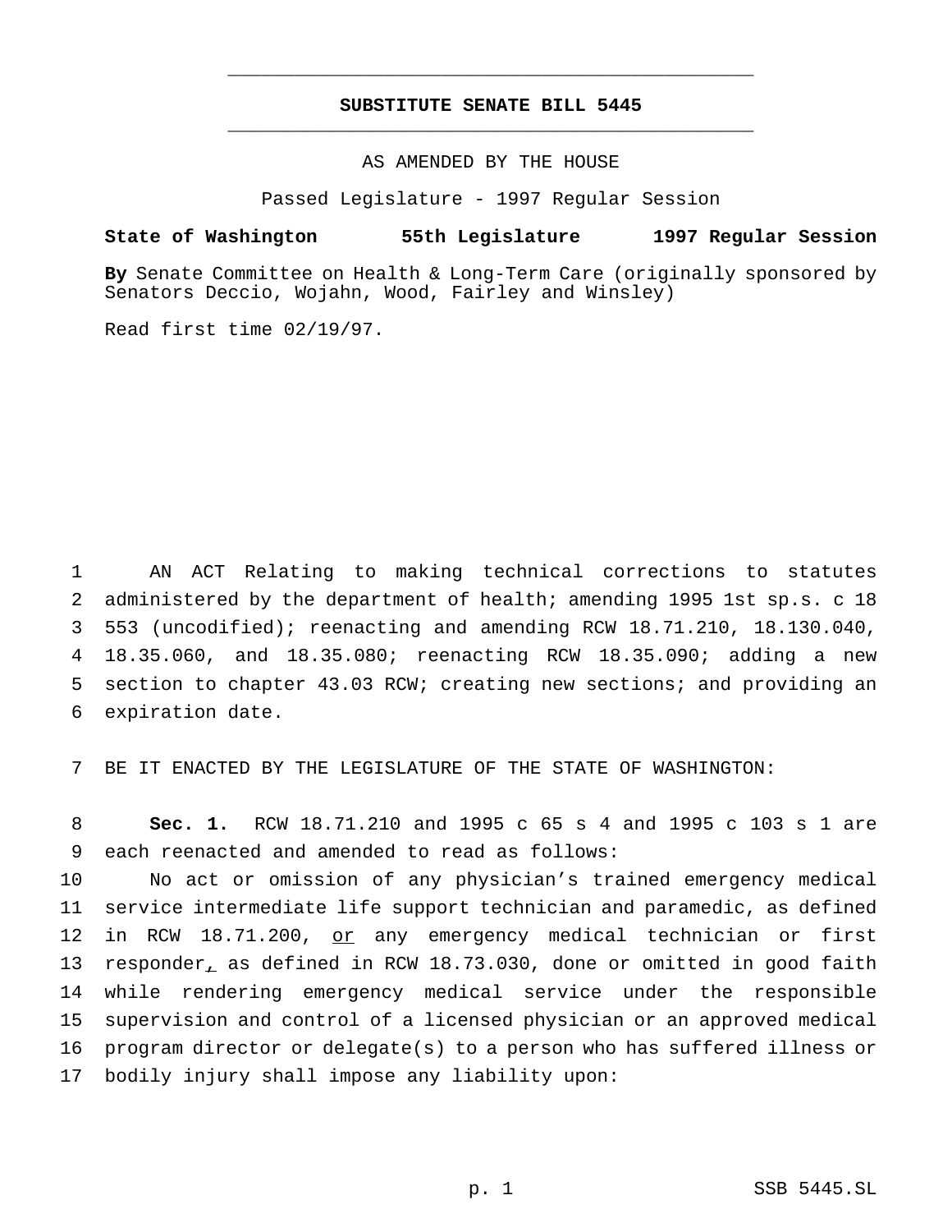# SUBSTITUTE SENATE BILL 5445

AS AMENDED BY THE HOUSE

Passed Legislature - 1997 Regular Session

**State of Washington 55th Legislature 1997 Regular Session**

**By** Senate Committee on Health & Long-Term Care (originally sponsored by Senators Deccio, Wojahn, Wood, Fairley and Winsley)

Read first time 02/19/97.

1 AN ACT Relating to making technical corrections to statutes 2 administered by the department of health; amending 1995 1st sp.s. c 18 3 553 (uncodified); reenacting and amending RCW 18.71.210, 18.130.040, 4 18.35.060, and 18.35.080; reenacting RCW 18.35.090; adding a new 5 section to chapter 43.03 RCW; creating new sections; and providing an 6 expiration date.

7 BE IT ENACTED BY THE LEGISLATURE OF THE STATE OF WASHINGTON:

8 **Sec. 1.** RCW 18.71.210 and 1995 c 65 s 4 and 1995 c 103 s 1 are 9 each reenacted and amended to read as follows:

10 No act or omission of any physician's trained emergency medical 11 service intermediate life support technician and paramedic, as defined 12 in RCW 18.71.200, <u>or</u> any emergency medical technician or first 13 responder<u>,</u> as defined in RCW 18.73.030, done or omitted in good faith 14 while rendering emergency medical service under the responsible 15 supervision and control of a licensed physician or an approved medical 16 program director or delegate(s) to a person who has suffered illness or 17 bodily injury shall impose any liability upon: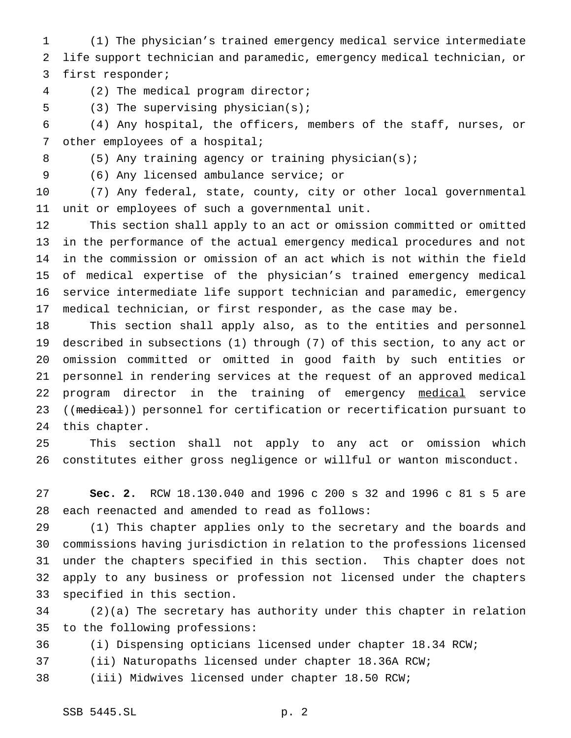(1) The physician's trained emergency medical service intermediate life support technician and paramedic, emergency medical technician, or first responder;

(2) The medical program director;

(3) The supervising physician(s);

(4) Any hospital, the officers, members of the staff, nurses, or other employees of a hospital;

(5) Any training agency or training physician(s);

(6) Any licensed ambulance service; or

(7) Any federal, state, county, city or other local governmental unit or employees of such a governmental unit.

This section shall apply to an act or omission committed or omitted in the performance of the actual emergency medical procedures and not in the commission or omission of an act which is not within the field of medical expertise of the physician's trained emergency medical service intermediate life support technician and paramedic, emergency medical technician, or first responder, as the case may be.

This section shall apply also, as to the entities and personnel described in subsections (1) through (7) of this section, to any act or omission committed or omitted in good faith by such entities or personnel in rendering services at the request of an approved medical program director in the training of emergency <u>medical</u> service ((~~medical~~)) personnel for certification or recertification pursuant to this chapter.

This section shall not apply to any act or omission which constitutes either gross negligence or willful or wanton misconduct.

**Sec. 2.** RCW 18.130.040 and 1996 c 200 s 32 and 1996 c 81 s 5 are each reenacted and amended to read as follows:

(1) This chapter applies only to the secretary and the boards and commissions having jurisdiction in relation to the professions licensed under the chapters specified in this section. This chapter does not apply to any business or profession not licensed under the chapters specified in this section.

(2)(a) The secretary has authority under this chapter in relation to the following professions:

(i) Dispensing opticians licensed under chapter 18.34 RCW;

(ii) Naturopaths licensed under chapter 18.36A RCW;

(iii) Midwives licensed under chapter 18.50 RCW;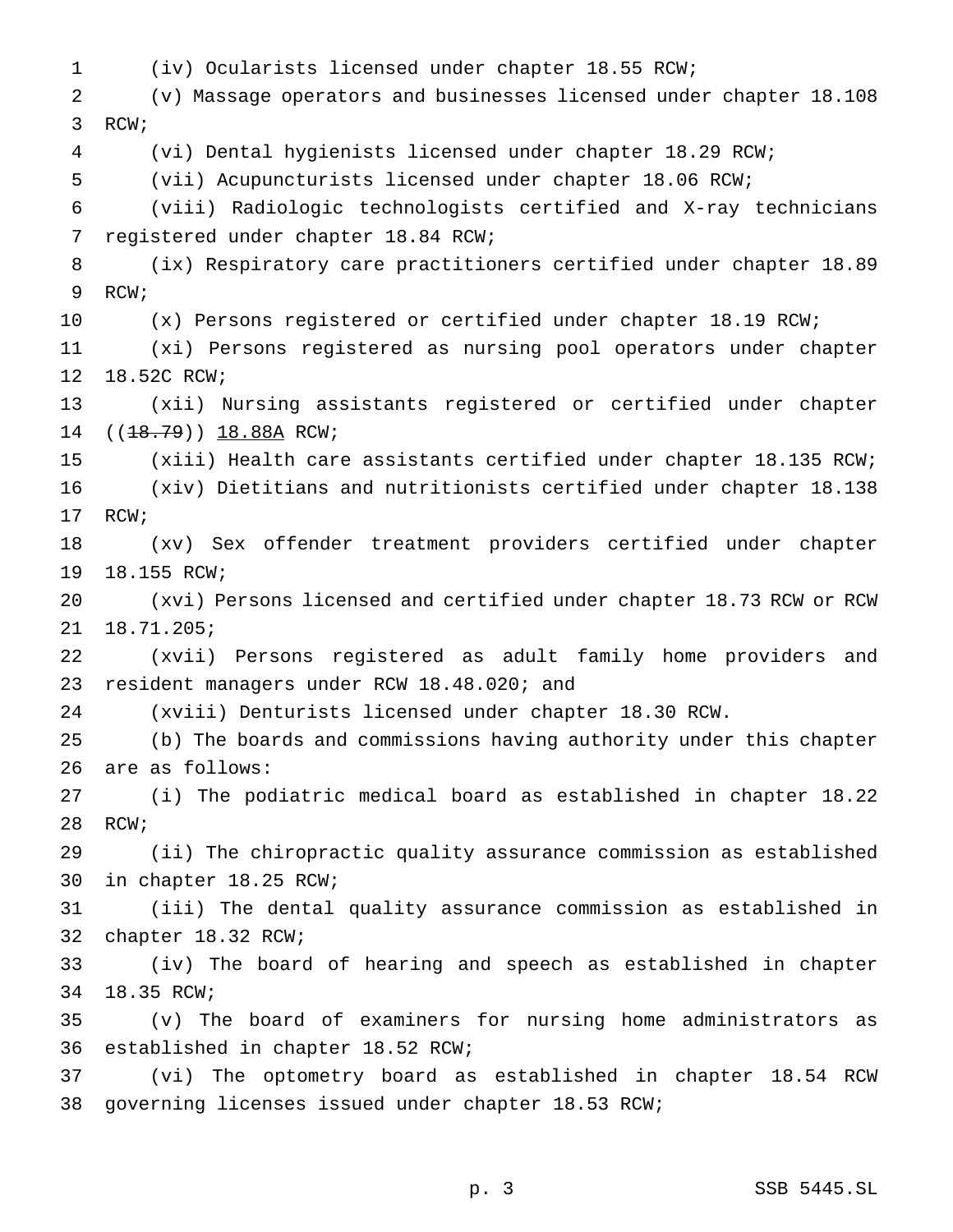(iv) Ocularists licensed under chapter 18.55 RCW;

(v) Massage operators and businesses licensed under chapter 18.108 RCW;

(vi) Dental hygienists licensed under chapter 18.29 RCW;

(vii) Acupuncturists licensed under chapter 18.06 RCW;

(viii) Radiologic technologists certified and X-ray technicians registered under chapter 18.84 RCW;

(ix) Respiratory care practitioners certified under chapter 18.89 RCW;

(x) Persons registered or certified under chapter 18.19 RCW;

(xi) Persons registered as nursing pool operators under chapter 18.52C RCW;

(xii) Nursing assistants registered or certified under chapter ((~~18.79~~)) 18.88A RCW;

(xiii) Health care assistants certified under chapter 18.135 RCW;

(xiv) Dietitians and nutritionists certified under chapter 18.138 RCW;

(xv) Sex offender treatment providers certified under chapter 18.155 RCW;

(xvi) Persons licensed and certified under chapter 18.73 RCW or RCW 18.71.205;

(xvii) Persons registered as adult family home providers and resident managers under RCW 18.48.020; and

(xviii) Denturists licensed under chapter 18.30 RCW.

(b) The boards and commissions having authority under this chapter are as follows:

(i) The podiatric medical board as established in chapter 18.22 RCW;

(ii) The chiropractic quality assurance commission as established in chapter 18.25 RCW;

(iii) The dental quality assurance commission as established in chapter 18.32 RCW;

(iv) The board of hearing and speech as established in chapter 18.35 RCW;

(v) The board of examiners for nursing home administrators as established in chapter 18.52 RCW;

(vi) The optometry board as established in chapter 18.54 RCW governing licenses issued under chapter 18.53 RCW;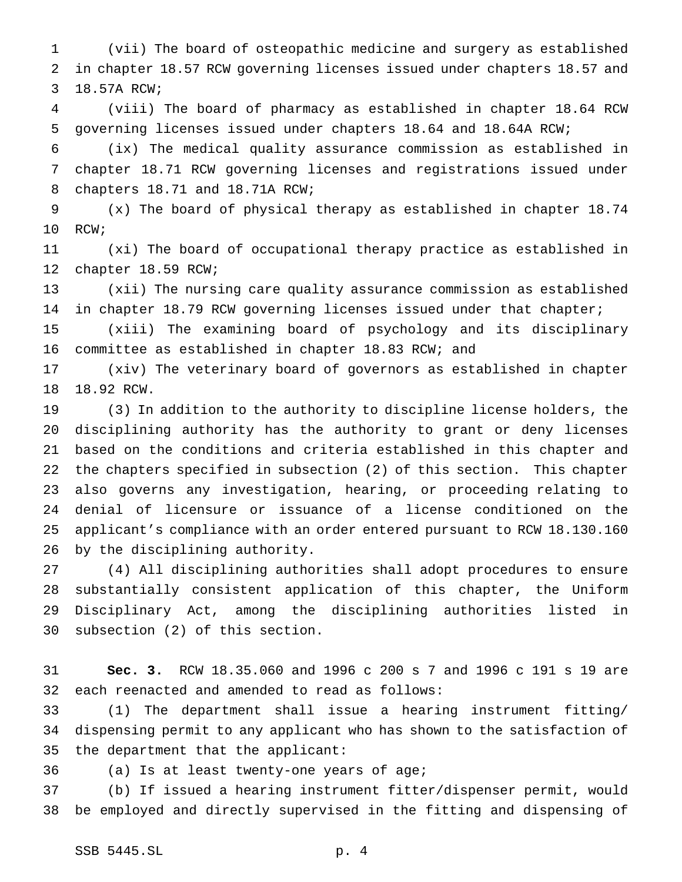(vii) The board of osteopathic medicine and surgery as established in chapter 18.57 RCW governing licenses issued under chapters 18.57 and 18.57A RCW;

(viii) The board of pharmacy as established in chapter 18.64 RCW governing licenses issued under chapters 18.64 and 18.64A RCW;

(ix) The medical quality assurance commission as established in chapter 18.71 RCW governing licenses and registrations issued under chapters 18.71 and 18.71A RCW;

(x) The board of physical therapy as established in chapter 18.74 RCW;

(xi) The board of occupational therapy practice as established in chapter 18.59 RCW;

(xii) The nursing care quality assurance commission as established in chapter 18.79 RCW governing licenses issued under that chapter;

(xiii) The examining board of psychology and its disciplinary committee as established in chapter 18.83 RCW; and

(xiv) The veterinary board of governors as established in chapter 18.92 RCW.

(3) In addition to the authority to discipline license holders, the disciplining authority has the authority to grant or deny licenses based on the conditions and criteria established in this chapter and the chapters specified in subsection (2) of this section. This chapter also governs any investigation, hearing, or proceeding relating to denial of licensure or issuance of a license conditioned on the applicant's compliance with an order entered pursuant to RCW 18.130.160 by the disciplining authority.

(4) All disciplining authorities shall adopt procedures to ensure substantially consistent application of this chapter, the Uniform Disciplinary Act, among the disciplining authorities listed in subsection (2) of this section.

**Sec. 3.** RCW 18.35.060 and 1996 c 200 s 7 and 1996 c 191 s 19 are each reenacted and amended to read as follows:

(1) The department shall issue a hearing instrument fitting/dispensing permit to any applicant who has shown to the satisfaction of the department that the applicant:

(a) Is at least twenty-one years of age;

(b) If issued a hearing instrument fitter/dispenser permit, would be employed and directly supervised in the fitting and dispensing of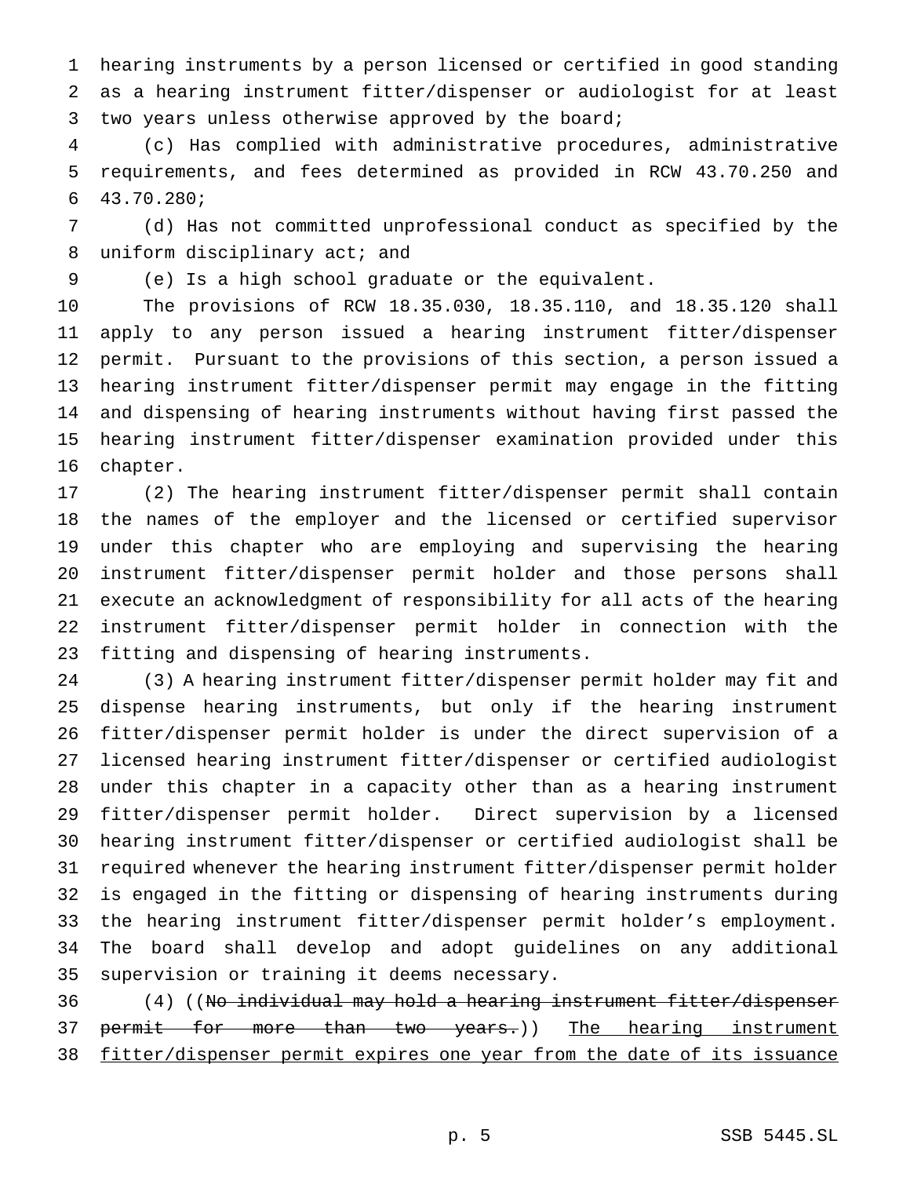hearing instruments by a person licensed or certified in good standing as a hearing instrument fitter/dispenser or audiologist for at least two years unless otherwise approved by the board;

(c) Has complied with administrative procedures, administrative requirements, and fees determined as provided in RCW 43.70.250 and 43.70.280;

(d) Has not committed unprofessional conduct as specified by the uniform disciplinary act; and

(e) Is a high school graduate or the equivalent.

The provisions of RCW 18.35.030, 18.35.110, and 18.35.120 shall apply to any person issued a hearing instrument fitter/dispenser permit. Pursuant to the provisions of this section, a person issued a hearing instrument fitter/dispenser permit may engage in the fitting and dispensing of hearing instruments without having first passed the hearing instrument fitter/dispenser examination provided under this chapter.

(2) The hearing instrument fitter/dispenser permit shall contain the names of the employer and the licensed or certified supervisor under this chapter who are employing and supervising the hearing instrument fitter/dispenser permit holder and those persons shall execute an acknowledgment of responsibility for all acts of the hearing instrument fitter/dispenser permit holder in connection with the fitting and dispensing of hearing instruments.

(3) A hearing instrument fitter/dispenser permit holder may fit and dispense hearing instruments, but only if the hearing instrument fitter/dispenser permit holder is under the direct supervision of a licensed hearing instrument fitter/dispenser or certified audiologist under this chapter in a capacity other than as a hearing instrument fitter/dispenser permit holder. Direct supervision by a licensed hearing instrument fitter/dispenser or certified audiologist shall be required whenever the hearing instrument fitter/dispenser permit holder is engaged in the fitting or dispensing of hearing instruments during the hearing instrument fitter/dispenser permit holder's employment. The board shall develop and adopt guidelines on any additional supervision or training it deems necessary.

(4) ((~~No individual may hold a hearing instrument fitter/dispenser permit for more than two years.~~)) <u>The hearing instrument fitter/dispenser permit expires one year from the date of its issuance</u>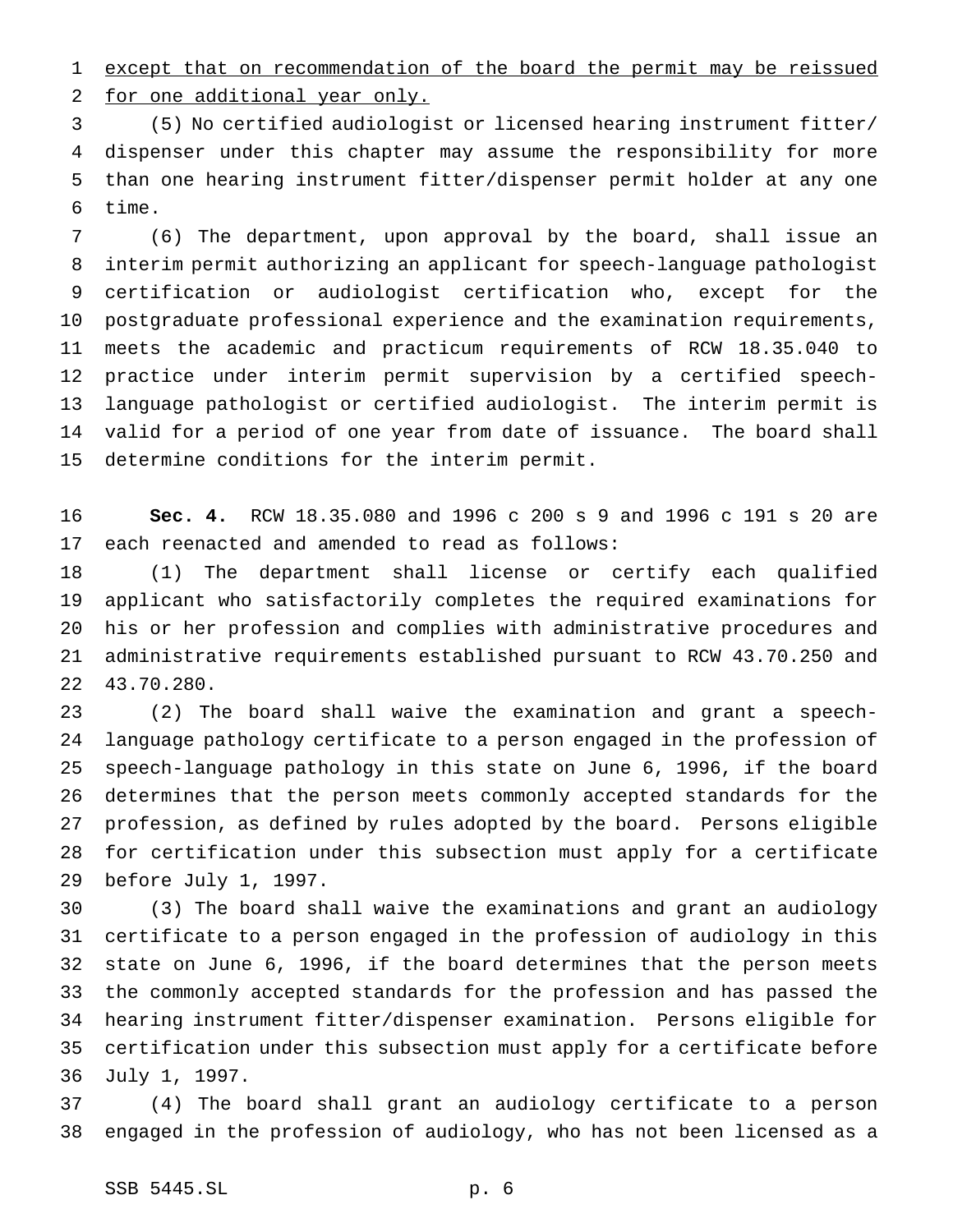<u>except that on recommendation of the board the permit may be reissued for one additional year only.</u>

(5) No certified audiologist or licensed hearing instrument fitter/dispenser under this chapter may assume the responsibility for more than one hearing instrument fitter/dispenser permit holder at any one time.

(6) The department, upon approval by the board, shall issue an interim permit authorizing an applicant for speech-language pathologist certification or audiologist certification who, except for the postgraduate professional experience and the examination requirements, meets the academic and practicum requirements of RCW 18.35.040 to practice under interim permit supervision by a certified speech-language pathologist or certified audiologist. The interim permit is valid for a period of one year from date of issuance. The board shall determine conditions for the interim permit.

**Sec. 4.** RCW 18.35.080 and 1996 c 200 s 9 and 1996 c 191 s 20 are each reenacted and amended to read as follows:

(1) The department shall license or certify each qualified applicant who satisfactorily completes the required examinations for his or her profession and complies with administrative procedures and administrative requirements established pursuant to RCW 43.70.250 and 43.70.280.

(2) The board shall waive the examination and grant a speech-language pathology certificate to a person engaged in the profession of speech-language pathology in this state on June 6, 1996, if the board determines that the person meets commonly accepted standards for the profession, as defined by rules adopted by the board. Persons eligible for certification under this subsection must apply for a certificate before July 1, 1997.

(3) The board shall waive the examinations and grant an audiology certificate to a person engaged in the profession of audiology in this state on June 6, 1996, if the board determines that the person meets the commonly accepted standards for the profession and has passed the hearing instrument fitter/dispenser examination. Persons eligible for certification under this subsection must apply for a certificate before July 1, 1997.

(4) The board shall grant an audiology certificate to a person engaged in the profession of audiology, who has not been licensed as a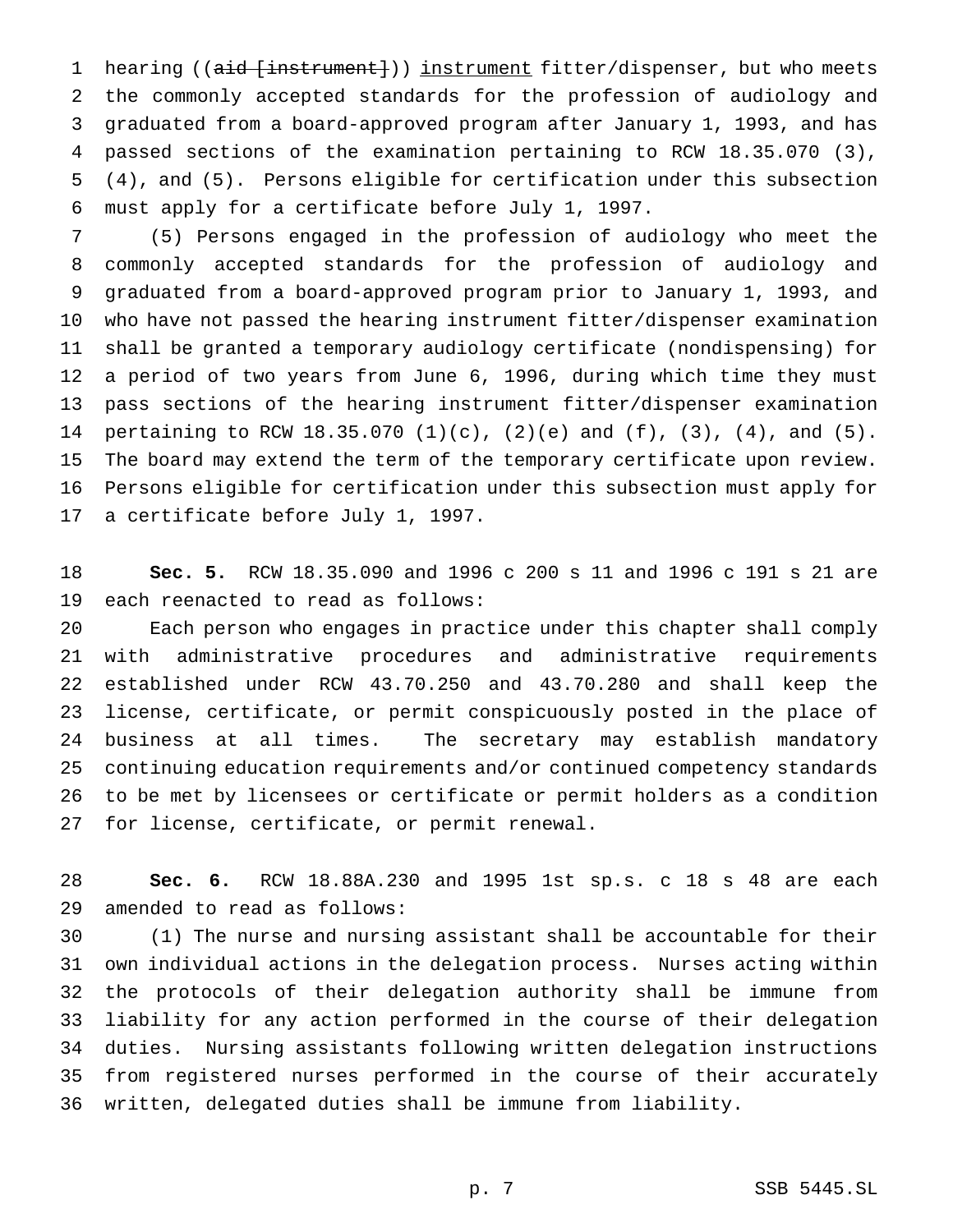hearing ((~~aid [instrument]~~)) <u>instrument</u> fitter/dispenser, but who meets the commonly accepted standards for the profession of audiology and graduated from a board-approved program after January 1, 1993, and has passed sections of the examination pertaining to RCW 18.35.070 (3), (4), and (5). Persons eligible for certification under this subsection must apply for a certificate before July 1, 1997.

(5) Persons engaged in the profession of audiology who meet the commonly accepted standards for the profession of audiology and graduated from a board-approved program prior to January 1, 1993, and who have not passed the hearing instrument fitter/dispenser examination shall be granted a temporary audiology certificate (nondispensing) for a period of two years from June 6, 1996, during which time they must pass sections of the hearing instrument fitter/dispenser examination pertaining to RCW 18.35.070 (1)(c), (2)(e) and (f), (3), (4), and (5). The board may extend the term of the temporary certificate upon review. Persons eligible for certification under this subsection must apply for a certificate before July 1, 1997.

**Sec. 5.** RCW 18.35.090 and 1996 c 200 s 11 and 1996 c 191 s 21 are each reenacted to read as follows:

Each person who engages in practice under this chapter shall comply with administrative procedures and administrative requirements established under RCW 43.70.250 and 43.70.280 and shall keep the license, certificate, or permit conspicuously posted in the place of business at all times. The secretary may establish mandatory continuing education requirements and/or continued competency standards to be met by licensees or certificate or permit holders as a condition for license, certificate, or permit renewal.

**Sec. 6.** RCW 18.88A.230 and 1995 1st sp.s. c 18 s 48 are each amended to read as follows:

(1) The nurse and nursing assistant shall be accountable for their own individual actions in the delegation process. Nurses acting within the protocols of their delegation authority shall be immune from liability for any action performed in the course of their delegation duties. Nursing assistants following written delegation instructions from registered nurses performed in the course of their accurately written, delegated duties shall be immune from liability.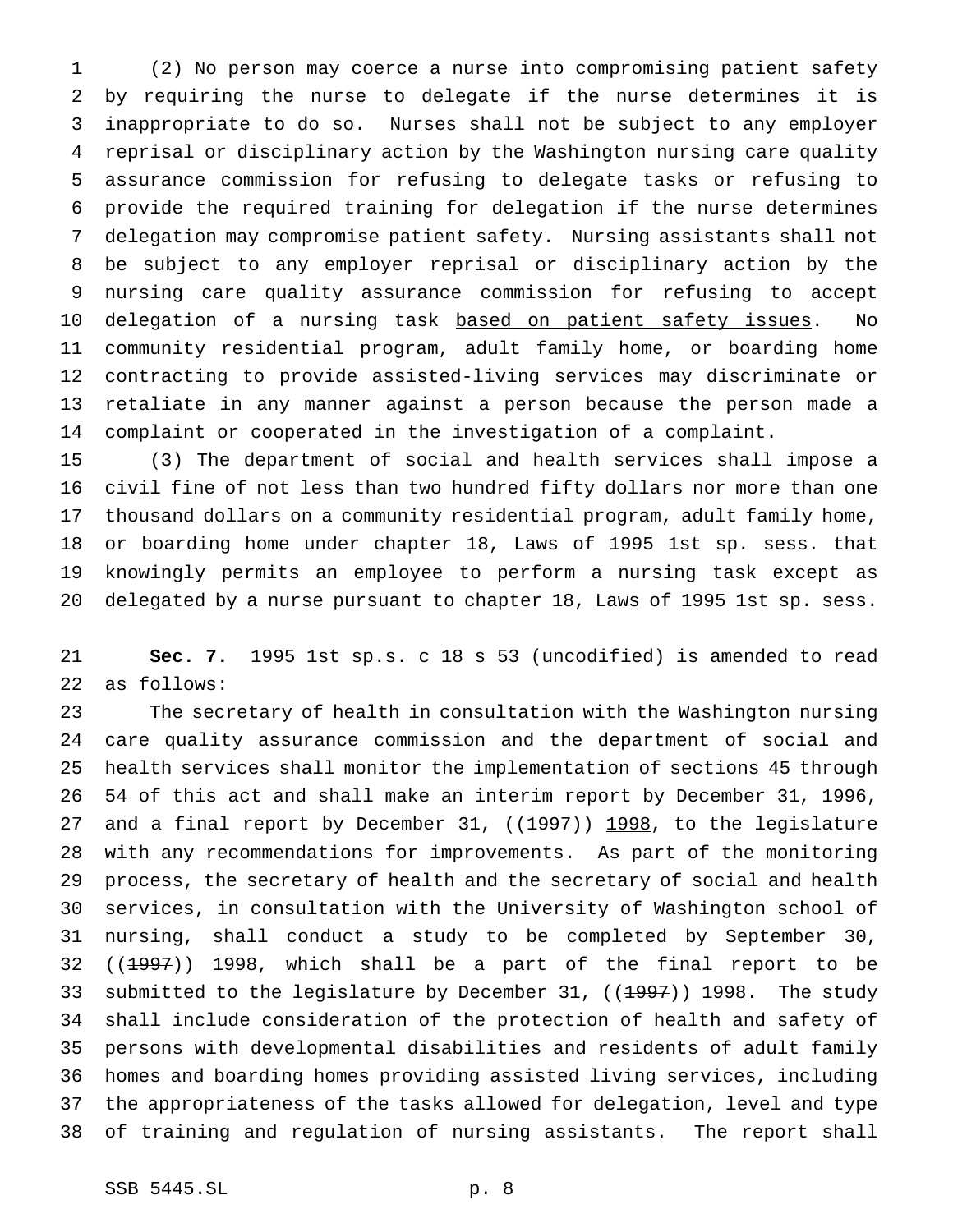(2) No person may coerce a nurse into compromising patient safety by requiring the nurse to delegate if the nurse determines it is inappropriate to do so. Nurses shall not be subject to any employer reprisal or disciplinary action by the Washington nursing care quality assurance commission for refusing to delegate tasks or refusing to provide the required training for delegation if the nurse determines delegation may compromise patient safety. Nursing assistants shall not be subject to any employer reprisal or disciplinary action by the nursing care quality assurance commission for refusing to accept delegation of a nursing task <u>based on patient safety issues</u>. No community residential program, adult family home, or boarding home contracting to provide assisted-living services may discriminate or retaliate in any manner against a person because the person made a complaint or cooperated in the investigation of a complaint.

(3) The department of social and health services shall impose a civil fine of not less than two hundred fifty dollars nor more than one thousand dollars on a community residential program, adult family home, or boarding home under chapter 18, Laws of 1995 1st sp. sess. that knowingly permits an employee to perform a nursing task except as delegated by a nurse pursuant to chapter 18, Laws of 1995 1st sp. sess.

**Sec. 7.** 1995 1st sp.s. c 18 s 53 (uncodified) is amended to read as follows:

The secretary of health in consultation with the Washington nursing care quality assurance commission and the department of social and health services shall monitor the implementation of sections 45 through 54 of this act and shall make an interim report by December 31, 1996, and a final report by December 31, ((~~1997~~)) <u>1998</u>, to the legislature with any recommendations for improvements. As part of the monitoring process, the secretary of health and the secretary of social and health services, in consultation with the University of Washington school of nursing, shall conduct a study to be completed by September 30, ((~~1997~~)) <u>1998</u>, which shall be a part of the final report to be submitted to the legislature by December 31, ((~~1997~~)) <u>1998</u>. The study shall include consideration of the protection of health and safety of persons with developmental disabilities and residents of adult family homes and boarding homes providing assisted living services, including the appropriateness of the tasks allowed for delegation, level and type of training and regulation of nursing assistants. The report shall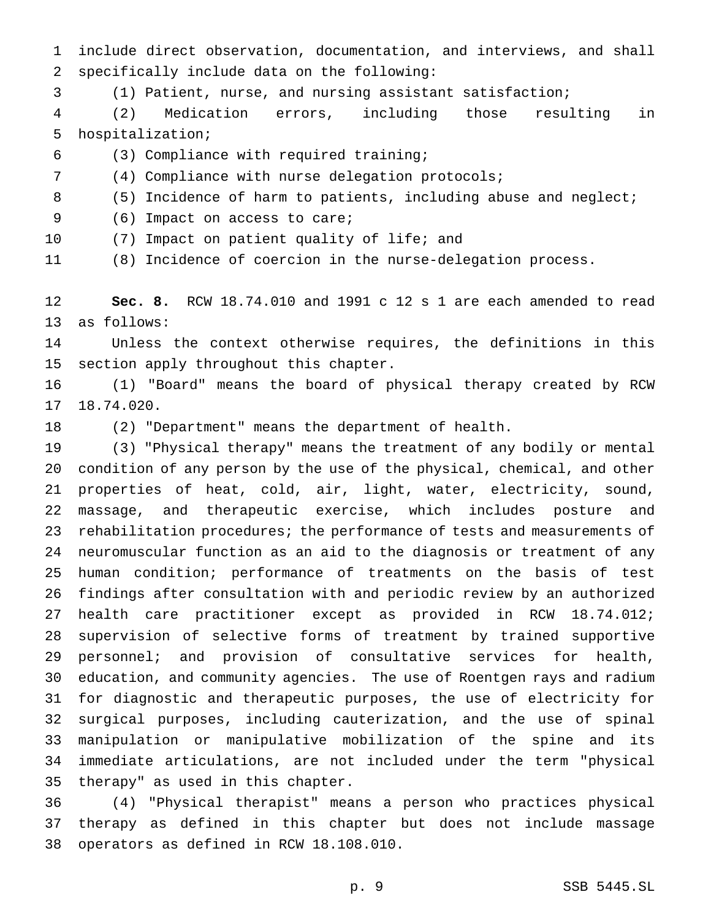include direct observation, documentation, and interviews, and shall specifically include data on the following:

(1) Patient, nurse, and nursing assistant satisfaction;

(2) Medication errors, including those resulting in hospitalization;

(3) Compliance with required training;

(4) Compliance with nurse delegation protocols;

(5) Incidence of harm to patients, including abuse and neglect;

(6) Impact on access to care;

(7) Impact on patient quality of life; and

(8) Incidence of coercion in the nurse-delegation process.

**Sec. 8.** RCW 18.74.010 and 1991 c 12 s 1 are each amended to read as follows:

Unless the context otherwise requires, the definitions in this section apply throughout this chapter.

(1) "Board" means the board of physical therapy created by RCW 18.74.020.

(2) "Department" means the department of health.

(3) "Physical therapy" means the treatment of any bodily or mental condition of any person by the use of the physical, chemical, and other properties of heat, cold, air, light, water, electricity, sound, massage, and therapeutic exercise, which includes posture and rehabilitation procedures; the performance of tests and measurements of neuromuscular function as an aid to the diagnosis or treatment of any human condition; performance of treatments on the basis of test findings after consultation with and periodic review by an authorized health care practitioner except as provided in RCW 18.74.012; supervision of selective forms of treatment by trained supportive personnel; and provision of consultative services for health, education, and community agencies. The use of Roentgen rays and radium for diagnostic and therapeutic purposes, the use of electricity for surgical purposes, including cauterization, and the use of spinal manipulation or manipulative mobilization of the spine and its immediate articulations, are not included under the term "physical therapy" as used in this chapter.

(4) "Physical therapist" means a person who practices physical therapy as defined in this chapter but does not include massage operators as defined in RCW 18.108.010.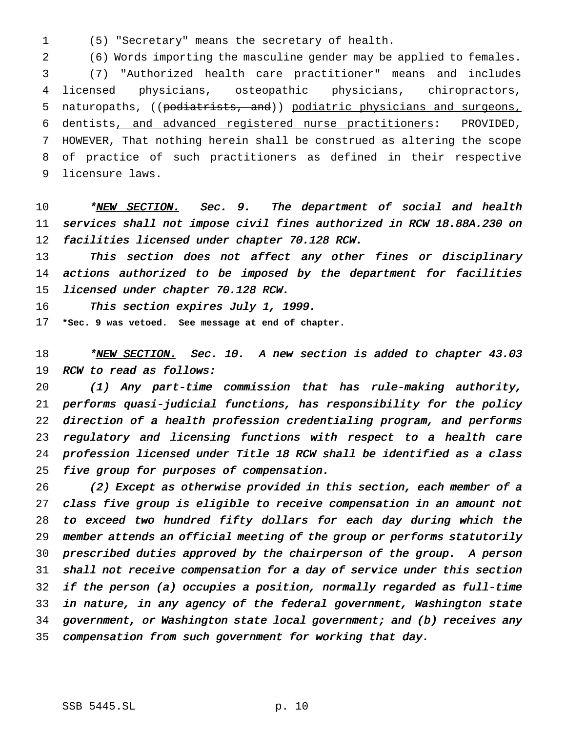(5) "Secretary" means the secretary of health.

(6) Words importing the masculine gender may be applied to females.

(7) "Authorized health care practitioner" means and includes licensed physicians, osteopathic physicians, chiropractors, naturopaths, ((~~podiatrists, and~~)) <u>podiatric physicians and surgeons,</u> dentists<u>, and advanced registered nurse practitioners</u>: PROVIDED, HOWEVER, That nothing herein shall be construed as altering the scope of practice of such practitioners as defined in their respective licensure laws.

*\*<u>NEW SECTION.</u> Sec. 9. The department of social and health services shall not impose civil fines authorized in RCW 18.88A.230 on facilities licensed under chapter 70.128 RCW.*

*This section does not affect any other fines or disciplinary actions authorized to be imposed by the department for facilities licensed under chapter 70.128 RCW.*

*This section expires July 1, 1999.*

**\*Sec. 9 was vetoed. See message at end of chapter.**

*\*<u>NEW SECTION.</u> Sec. 10. A new section is added to chapter 43.03 RCW to read as follows:*

*(1) Any part-time commission that has rule-making authority, performs quasi-judicial functions, has responsibility for the policy direction of a health profession credentialing program, and performs regulatory and licensing functions with respect to a health care profession licensed under Title 18 RCW shall be identified as a class five group for purposes of compensation.*

*(2) Except as otherwise provided in this section, each member of a class five group is eligible to receive compensation in an amount not to exceed two hundred fifty dollars for each day during which the member attends an official meeting of the group or performs statutorily prescribed duties approved by the chairperson of the group. A person shall not receive compensation for a day of service under this section if the person (a) occupies a position, normally regarded as full-time in nature, in any agency of the federal government, Washington state government, or Washington state local government; and (b) receives any compensation from such government for working that day.*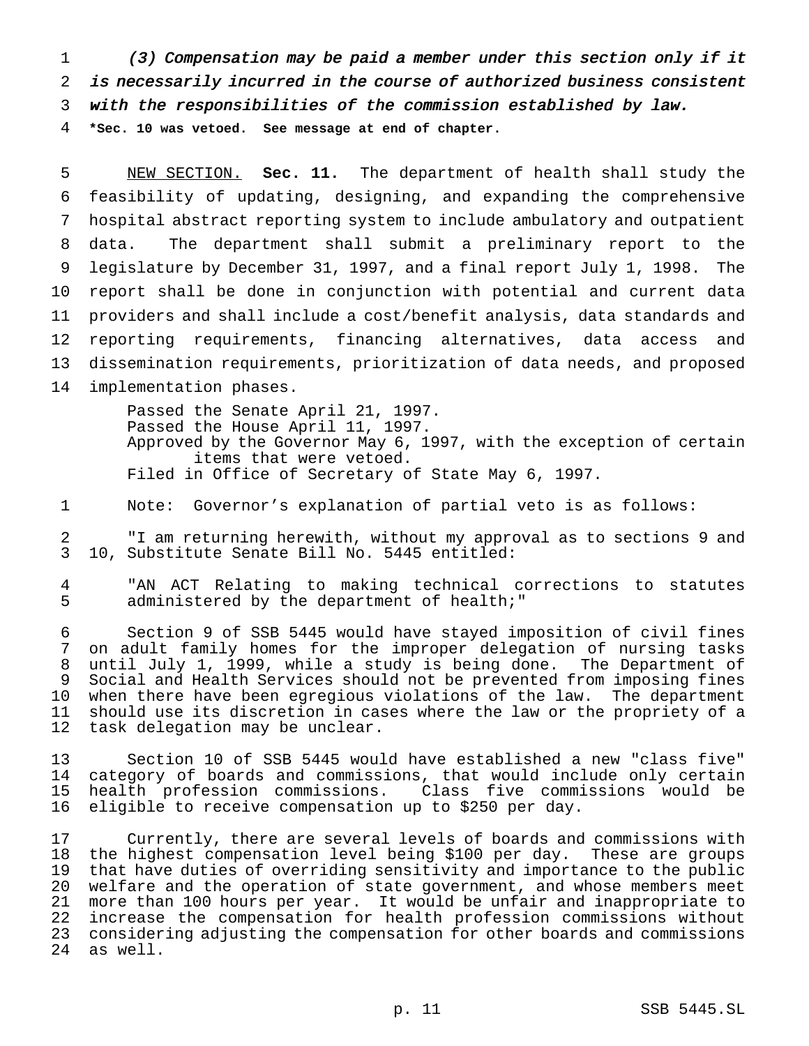*(3) Compensation may be paid a member under this section only if it is necessarily incurred in the course of authorized business consistent with the responsibilities of the commission established by law.*

***Sec. 10 was vetoed. See message at end of chapter.**

NEW SECTION. **Sec. 11.** The department of health shall study the feasibility of updating, designing, and expanding the comprehensive hospital abstract reporting system to include ambulatory and outpatient data. The department shall submit a preliminary report to the legislature by December 31, 1997, and a final report July 1, 1998. The report shall be done in conjunction with potential and current data providers and shall include a cost/benefit analysis, data standards and reporting requirements, financing alternatives, data access and dissemination requirements, prioritization of data needs, and proposed implementation phases.

Passed the Senate April 21, 1997.
Passed the House April 11, 1997.
Approved by the Governor May 6, 1997, with the exception of certain items that were vetoed.
Filed in Office of Secretary of State May 6, 1997.

Note: Governor's explanation of partial veto is as follows:

"I am returning herewith, without my approval as to sections 9 and 10, Substitute Senate Bill No. 5445 entitled:

"AN ACT Relating to making technical corrections to statutes administered by the department of health;"

Section 9 of SSB 5445 would have stayed imposition of civil fines on adult family homes for the improper delegation of nursing tasks until July 1, 1999, while a study is being done. The Department of Social and Health Services should not be prevented from imposing fines when there have been egregious violations of the law. The department should use its discretion in cases where the law or the propriety of a task delegation may be unclear.

Section 10 of SSB 5445 would have established a new "class five" category of boards and commissions, that would include only certain health profession commissions. Class five commissions would be eligible to receive compensation up to $250 per day.

Currently, there are several levels of boards and commissions with the highest compensation level being $100 per day. These are groups that have duties of overriding sensitivity and importance to the public welfare and the operation of state government, and whose members meet more than 100 hours per year. It would be unfair and inappropriate to increase the compensation for health profession commissions without considering adjusting the compensation for other boards and commissions as well.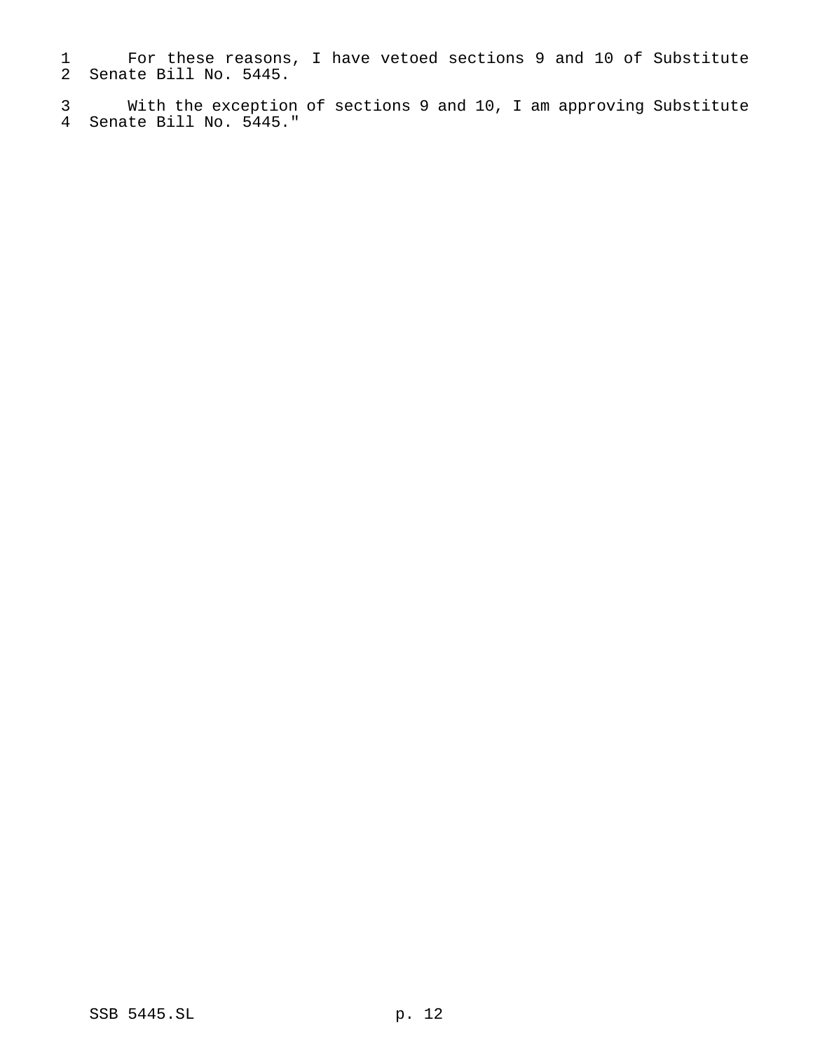For these reasons, I have vetoed sections 9 and 10 of Substitute Senate Bill No. 5445.

With the exception of sections 9 and 10, I am approving Substitute Senate Bill No. 5445."